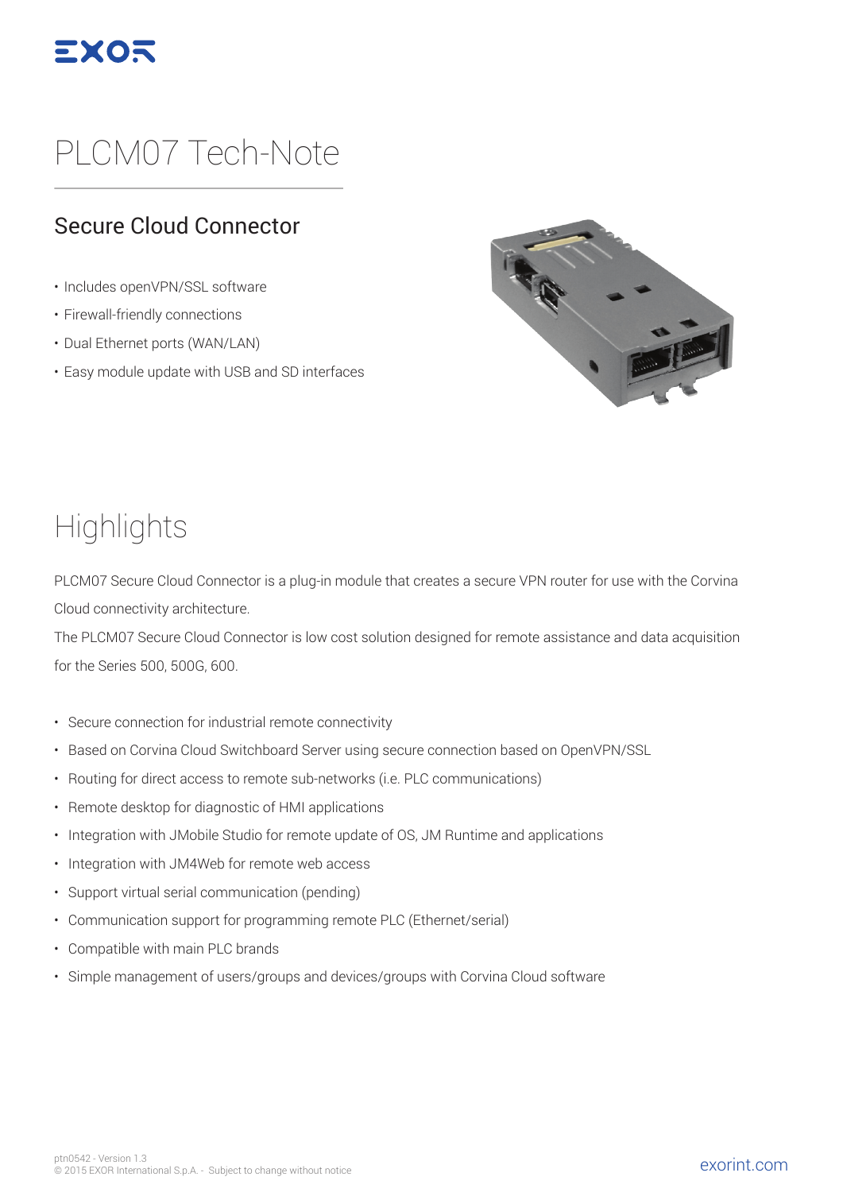# PLCM07 Tech-Note

## Secure Cloud Connector

- Includes openVPN/SSL software
- Firewall-friendly connections
- Dual Ethernet ports (WAN/LAN)
- Easy module update with USB and SD interfaces

# Highlights

PLCM07 Secure Cloud Connector is a plug-in module that creates a secure VPN router for use with the Corvina Cloud connectivity architecture.

The PLCM07 Secure Cloud Connector is low cost solution designed for remote assistance and data acquisition for the Series 500, 500G, 600.

- Secure connection for industrial remote connectivity
- Based on Corvina Cloud Switchboard Server using secure connection based on OpenVPN/SSL
- Routing for direct access to remote sub-networks (i.e. PLC communications)
- Remote desktop for diagnostic of HMI applications
- Integration with JMobile Studio for remote update of OS, JM Runtime and applications
- Integration with JM4Web for remote web access
- Support virtual serial communication (pending)
- Communication support for programming remote PLC (Ethernet/serial)
- Compatible with main PLC brands
- Simple management of users/groups and devices/groups with Corvina Cloud software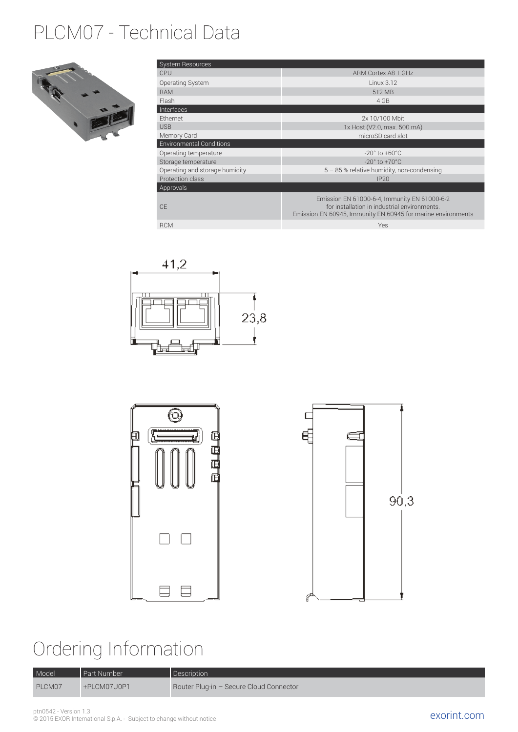# PLCM07 - Technical Data

| | |
|---|---|
| **System Resources** | |
| CPU | ARM Cortex A8 1 GHz |
| Operating System | Linux 3.12 |
| RAM | 512 MB |
| Flash | 4 GB |
| **Interfaces** | |
| Ethernet | 2x 10/100 Mbit |
| USB | 1x Host (V2.0, max. 500 mA) |
| Memory Card | microSD card slot |
| **Environmental Conditions** | |
| Operating temperature | -20° to +60°C |
| Storage temperature | -20° to +70°C |
| Operating and storage humidity | 5 – 85 % relative humidity, non-condensing |
| Protection class | IP20 |
| **Approvals** | |
| CE | Emission EN 61000-6-4, Immunity EN 61000-6-2 for installation in industrial environments. Emission EN 60945, Immunity EN 60945 for marine environments |
| RCM | Yes |

41,2

23,8

90,3

# Ordering Information

| Model | Part Number | Description |
|---|---|---|
| PLCM07 | +PLCM07U0P1 | Router Plug-in – Secure Cloud Connector |

ptn0542 - Version 1.3
© 2015 EXOR International S.p.A. - Subject to change without notice

exorint.com